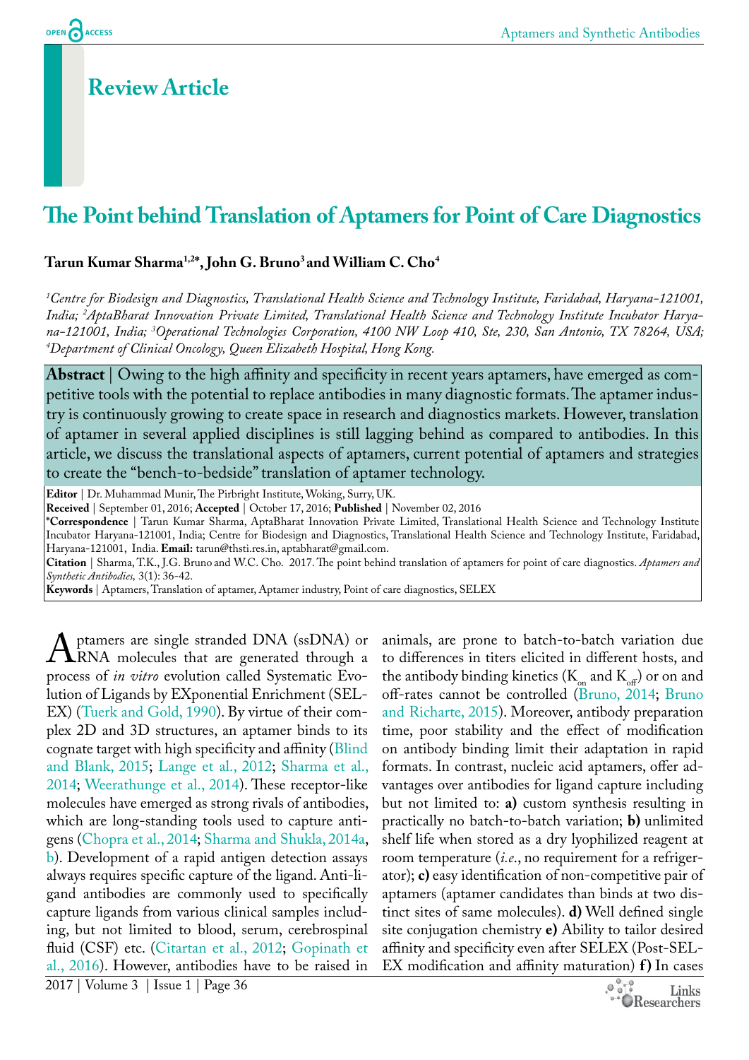## Review Article

# The Point behind Translation of Aptamers for Point of Care Diagnostics

**Tarun Kumar Sharma[1,2]*, John G. Bruno[3] and William C. Cho[4]**

*[1]Centre for Biodesign and Diagnostics, Translational Health Science and Technology Institute, Faridabad, Haryana-121001, India; [2]AptaBharat Innovation Private Limited, Translational Health Science and Technology Institute Incubator Haryana-121001, India; [3]Operational Technologies Corporation, 4100 NW Loop 410, Ste, 230, San Antonio, TX 78264, USA; [4]Department of Clinical Oncology, Queen Elizabeth Hospital, Hong Kong.*

**Abstract** | Owing to the high affinity and specificity in recent years aptamers, have emerged as competitive tools with the potential to replace antibodies in many diagnostic formats. The aptamer industry is continuously growing to create space in research and diagnostics markets. However, translation of aptamer in several applied disciplines is still lagging behind as compared to antibodies. In this article, we discuss the translational aspects of aptamers, current potential of aptamers and strategies to create the "bench-to-bedside" translation of aptamer technology.

**Editor** | Dr. Muhammad Munir, The Pirbright Institute, Woking, Surry, UK.

**Received** | September 01, 2016; **Accepted** | October 17, 2016; **Published** | November 02, 2016

**\*Correspondence** | Tarun Kumar Sharma, AptaBharat Innovation Private Limited, Translational Health Science and Technology Institute Incubator Haryana-121001, India; Centre for Biodesign and Diagnostics, Translational Health Science and Technology Institute, Faridabad, Haryana-121001, India. **Email:** tarun@thsti.res.in, aptabharat@gmail.com.

**Citation** | Sharma, T.K., J.G. Bruno and W.C. Cho. 2017. The point behind translation of aptamers for point of care diagnostics. *Aptamers and Synthetic Antibodies,* 3(1): 36-42.

**Keywords** | Aptamers, Translation of aptamer, Aptamer industry, Point of care diagnostics, SELEX

Aptamers are single stranded DNA (ssDNA) or RNA molecules that are generated through a process of *in vitro* evolution called Systematic Evolution of Ligands by EXponential Enrichment (SELEX) (Tuerk and Gold, 1990). By virtue of their complex 2D and 3D structures, an aptamer binds to its cognate target with high specificity and affinity (Blind and Blank, 2015; Lange et al., 2012; Sharma et al., 2014; Weerathunge et al., 2014). These receptor-like molecules have emerged as strong rivals of antibodies, which are long-standing tools used to capture antigens (Chopra et al., 2014; Sharma and Shukla, 2014a, b). Development of a rapid antigen detection assays always requires specific capture of the ligand. Anti-ligand antibodies are commonly used to specifically capture ligands from various clinical samples including, but not limited to blood, serum, cerebrospinal fluid (CSF) etc. (Citartan et al., 2012; Gopinath et al., 2016). However, antibodies have to be raised in animals, are prone to batch-to-batch variation due to differences in titers elicited in different hosts, and the antibody binding kinetics ($K_{on}$ and $K_{off}$) or on and off-rates cannot be controlled (Bruno, 2014; Bruno and Richarte, 2015). Moreover, antibody preparation time, poor stability and the effect of modification on antibody binding limit their adaptation in rapid formats. In contrast, nucleic acid aptamers, offer advantages over antibodies for ligand capture including but not limited to: **a)** custom synthesis resulting in practically no batch-to-batch variation; **b)** unlimited shelf life when stored as a dry lyophilized reagent at room temperature (*i.e.*, no requirement for a refrigerator); **c)** easy identification of non-competitive pair of aptamers (aptamer candidates than binds at two distinct sites of same molecules). **d)** Well defined single site conjugation chemistry **e)** Ability to tailor desired affinity and specificity even after SELEX (Post-SELEX modification and affinity maturation) **f)** In cases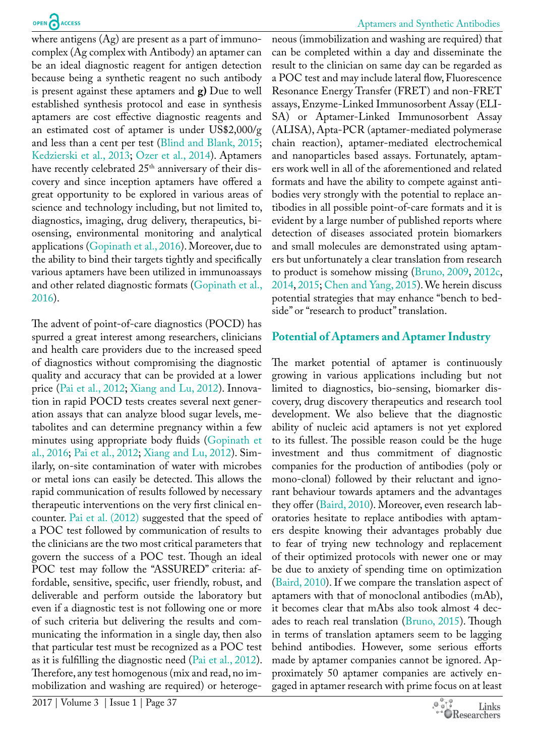where antigens (Ag) are present as a part of immunocomplex (Ag complex with Antibody) an aptamer can be an ideal diagnostic reagent for antigen detection because being a synthetic reagent no such antibody is present against these aptamers and **g)** Due to well established synthesis protocol and ease in synthesis aptamers are cost effective diagnostic reagents and an estimated cost of aptamer is under US$2,000/g and less than a cent per test (Blind and Blank, 2015; Kedzierski et al., 2013; Ozer et al., 2014). Aptamers have recently celebrated 25th anniversary of their discovery and since inception aptamers have offered a great opportunity to be explored in various areas of science and technology including, but not limited to, diagnostics, imaging, drug delivery, therapeutics, biosensing, environmental monitoring and analytical applications (Gopinath et al., 2016). Moreover, due to the ability to bind their targets tightly and specifically various aptamers have been utilized in immunoassays and other related diagnostic formats (Gopinath et al., 2016).

The advent of point-of-care diagnostics (POCD) has spurred a great interest among researchers, clinicians and health care providers due to the increased speed of diagnostics without compromising the diagnostic quality and accuracy that can be provided at a lower price (Pai et al., 2012; Xiang and Lu, 2012). Innovation in rapid POCD tests creates several next generation assays that can analyze blood sugar levels, metabolites and can determine pregnancy within a few minutes using appropriate body fluids (Gopinath et al., 2016; Pai et al., 2012; Xiang and Lu, 2012). Similarly, on-site contamination of water with microbes or metal ions can easily be detected. This allows the rapid communication of results followed by necessary therapeutic interventions on the very first clinical encounter. Pai et al. (2012) suggested that the speed of a POC test followed by communication of results to the clinicians are the two most critical parameters that govern the success of a POC test. Though an ideal POC test may follow the "ASSURED" criteria: affordable, sensitive, specific, user friendly, robust, and deliverable and perform outside the laboratory but even if a diagnostic test is not following one or more of such criteria but delivering the results and communicating the information in a single day, then also that particular test must be recognized as a POC test as it is fulfilling the diagnostic need (Pai et al., 2012). Therefore, any test homogenous (mix and read, no immobilization and washing are required) or heterogeneous (immobilization and washing are required) that can be completed within a day and disseminate the result to the clinician on same day can be regarded as a POC test and may include lateral flow, Fluorescence Resonance Energy Transfer (FRET) and non-FRET assays, Enzyme-Linked Immunosorbent Assay (ELISA) or Aptamer-Linked Immunosorbent Assay (ALISA), Apta-PCR (aptamer-mediated polymerase chain reaction), aptamer-mediated electrochemical and nanoparticles based assays. Fortunately, aptamers work well in all of the aforementioned and related formats and have the ability to compete against antibodies very strongly with the potential to replace antibodies in all possible point-of-care formats and it is evident by a large number of published reports where detection of diseases associated protein biomarkers and small molecules are demonstrated using aptamers but unfortunately a clear translation from research to product is somehow missing (Bruno, 2009, 2012c, 2014, 2015; Chen and Yang, 2015). We herein discuss potential strategies that may enhance "bench to bedside" or "research to product" translation.

## Potential of Aptamers and Aptamer Industry

The market potential of aptamer is continuously growing in various applications including but not limited to diagnostics, bio-sensing, biomarker discovery, drug discovery therapeutics and research tool development. We also believe that the diagnostic ability of nucleic acid aptamers is not yet explored to its fullest. The possible reason could be the huge investment and thus commitment of diagnostic companies for the production of antibodies (poly or mono-clonal) followed by their reluctant and ignorant behaviour towards aptamers and the advantages they offer (Baird, 2010). Moreover, even research laboratories hesitate to replace antibodies with aptamers despite knowing their advantages probably due to fear of trying new technology and replacement of their optimized protocols with newer one or may be due to anxiety of spending time on optimization (Baird, 2010). If we compare the translation aspect of aptamers with that of monoclonal antibodies (mAb), it becomes clear that mAbs also took almost 4 decades to reach real translation (Bruno, 2015). Though in terms of translation aptamers seem to be lagging behind antibodies. However, some serious efforts made by aptamer companies cannot be ignored. Approximately 50 aptamer companies are actively engaged in aptamer research with prime focus on at least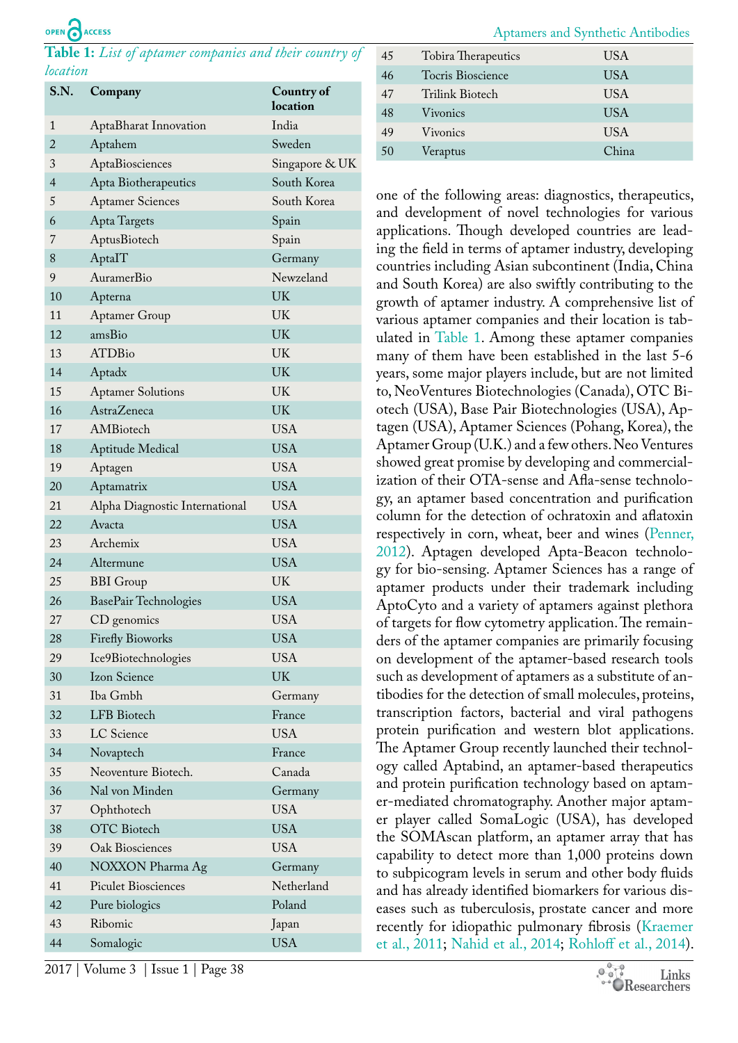**Table 1:** *List of aptamer companies and their country of location*

| S.N. | Company | Country of location |
|---|---|---|
| 1 | AptaBharat Innovation | India |
| 2 | Aptahem | Sweden |
| 3 | AptaBiosciences | Singapore & UK |
| 4 | Apta Biotherapeutics | South Korea |
| 5 | Aptamer Sciences | South Korea |
| 6 | Apta Targets | Spain |
| 7 | AptusBiotech | Spain |
| 8 | AptaIT | Germany |
| 9 | AuramerBio | Newzeland |
| 10 | Apterna | UK |
| 11 | Aptamer Group | UK |
| 12 | amsBio | UK |
| 13 | ATDBio | UK |
| 14 | Aptadx | UK |
| 15 | Aptamer Solutions | UK |
| 16 | AstraZeneca | UK |
| 17 | AMBiotech | USA |
| 18 | Aptitude Medical | USA |
| 19 | Aptagen | USA |
| 20 | Aptamatrix | USA |
| 21 | Alpha Diagnostic International | USA |
| 22 | Avacta | USA |
| 23 | Archemix | USA |
| 24 | Altermune | USA |
| 25 | BBI Group | UK |
| 26 | BasePair Technologies | USA |
| 27 | CD genomics | USA |
| 28 | Firefly Bioworks | USA |
| 29 | Ice9Biotechnologies | USA |
| 30 | Izon Science | UK |
| 31 | Iba Gmbh | Germany |
| 32 | LFB Biotech | France |
| 33 | LC Science | USA |
| 34 | Novaptech | France |
| 35 | Neoventure Biotech. | Canada |
| 36 | Nal von Minden | Germany |
| 37 | Ophthotech | USA |
| 38 | OTC Biotech | USA |
| 39 | Oak Biosciences | USA |
| 40 | NOXXON Pharma Ag | Germany |
| 41 | Piculet Biosciences | Netherland |
| 42 | Pure biologics | Poland |
| 43 | Ribomic | Japan |
| 44 | Somalogic | USA |
| 45 | Tobira Therapeutics | USA |
| 46 | Tocris Bioscience | USA |
| 47 | Trilink Biotech | USA |
| 48 | Vivonics | USA |
| 49 | Vivonics | USA |
| 50 | Veraptus | China |

one of the following areas: diagnostics, therapeutics, and development of novel technologies for various applications. Though developed countries are leading the field in terms of aptamer industry, developing countries including Asian subcontinent (India, China and South Korea) are also swiftly contributing to the growth of aptamer industry. A comprehensive list of various aptamer companies and their location is tabulated in Table 1. Among these aptamer companies many of them have been established in the last 5-6 years, some major players include, but are not limited to, NeoVentures Biotechnologies (Canada), OTC Biotech (USA), Base Pair Biotechnologies (USA), Aptagen (USA), Aptamer Sciences (Pohang, Korea), the Aptamer Group (U.K.) and a few others. Neo Ventures showed great promise by developing and commercialization of their OTA-sense and Afla-sense technology, an aptamer based concentration and purification column for the detection of ochratoxin and aflatoxin respectively in corn, wheat, beer and wines (Penner, 2012). Aptagen developed Apta-Beacon technology for bio-sensing. Aptamer Sciences has a range of aptamer products under their trademark including AptoCyto and a variety of aptamers against plethora of targets for flow cytometry application. The remainders of the aptamer companies are primarily focusing on development of the aptamer-based research tools such as development of aptamers as a substitute of antibodies for the detection of small molecules, proteins, transcription factors, bacterial and viral pathogens protein purification and western blot applications. The Aptamer Group recently launched their technology called Aptabind, an aptamer-based therapeutics and protein purification technology based on aptamer-mediated chromatography. Another major aptamer player called SomaLogic (USA), has developed the SOMAscan platform, an aptamer array that has capability to detect more than 1,000 proteins down to subpicogram levels in serum and other body fluids and has already identified biomarkers for various diseases such as tuberculosis, prostate cancer and more recently for idiopathic pulmonary fibrosis (Kraemer et al., 2011; Nahid et al., 2014; Rohloff et al., 2014).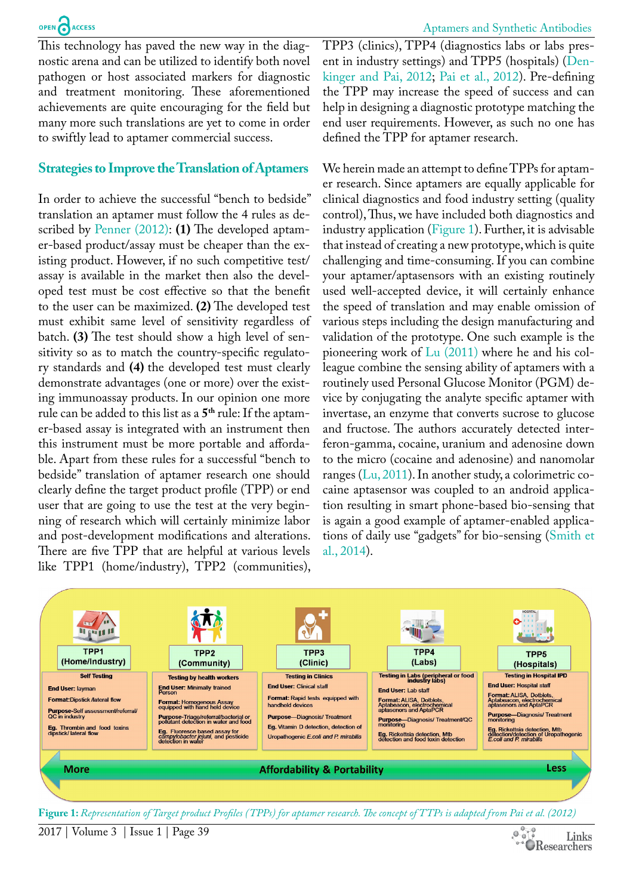This technology has paved the new way in the diagnostic arena and can be utilized to identify both novel pathogen or host associated markers for diagnostic and treatment monitoring. These aforementioned achievements are quite encouraging for the field but many more such translations are yet to come in order to swiftly lead to aptamer commercial success.

## Strategies to Improve the Translation of Aptamers

In order to achieve the successful "bench to bedside" translation an aptamer must follow the 4 rules as described by Penner (2012): **(1)** The developed aptamer-based product/assay must be cheaper than the existing product. However, if no such competitive test/assay is available in the market then also the developed test must be cost effective so that the benefit to the user can be maximized. **(2)** The developed test must exhibit same level of sensitivity regardless of batch. **(3)** The test should show a high level of sensitivity so as to match the country-specific regulatory standards and **(4)** the developed test must clearly demonstrate advantages (one or more) over the existing immunoassay products. In our opinion one more rule can be added to this list as a **5th** rule: If the aptamer-based assay is integrated with an instrument then this instrument must be more portable and affordable. Apart from these rules for a successful "bench to bedside" translation of aptamer research one should clearly define the target product profile (TPP) or end user that are going to use the test at the very beginning of research which will certainly minimize labor and post-development modifications and alterations. There are five TPP that are helpful at various levels like TPP1 (home/industry), TPP2 (communities), TPP3 (clinics), TPP4 (diagnostics labs or labs present in industry settings) and TPP5 (hospitals) (Denkinger and Pai, 2012; Pai et al., 2012). Pre-defining the TPP may increase the speed of success and can help in designing a diagnostic prototype matching the end user requirements. However, as such no one has defined the TPP for aptamer research.

We herein made an attempt to define TPPs for aptamer research. Since aptamers are equally applicable for clinical diagnostics and food industry setting (quality control), Thus, we have included both diagnostics and industry application (Figure 1). Further, it is advisable that instead of creating a new prototype, which is quite challenging and time-consuming. If you can combine your aptamer/aptasensors with an existing routinely used well-accepted device, it will certainly enhance the speed of translation and may enable omission of various steps including the design manufacturing and validation of the prototype. One such example is the pioneering work of Lu (2011) where he and his colleague combine the sensing ability of aptamers with a routinely used Personal Glucose Monitor (PGM) device by conjugating the analyte specific aptamer with invertase, an enzyme that converts sucrose to glucose and fructose. The authors accurately detected interferon-gamma, cocaine, uranium and adenosine down to the micro (cocaine and adenosine) and nanomolar ranges (Lu, 2011). In another study, a colorimetric cocaine aptasensor was coupled to an android application resulting in smart phone-based bio-sensing that is again a good example of aptamer-enabled applications of daily use "gadgets" for bio-sensing (Smith et al., 2014).

| TPP1 (Home/Industry) | TPP2 (Community) | TPP3 (Clinic) | TPP4 (Labs) | TPP5 (Hospitals) |
|---|---|---|---|---|
| Self Testing | Testing by health workers | Testing in Clinics | Testing in Labs (peripheral or food industry labs) | Testing in Hospital IPD |
| End User: layman | End User: Minimally trained Person | End User: Clinical staff | End User: Lab staff | End User: Hospital staff |
| Format: Dipstick /lateral flow | Format: Homogenous Assay equipped with hand held device | Format: Rapid tests equipped with handheld devices | Format: ALISA, Dotblots, Aptabeacon, electrochemical aptasenors and AptaPCR | Format: ALISA, Dotblots, Aptabeacon, electrochemical aptasenors and AptaPCR |
| Purpose-Self assessment/referral/ QC in industry | Purpose-Triage/referral/bacterial or pollutant detection in water and food | Purpose—Diagnosis/ Treatment | Purpose—Diagnosis/ Treatment/QC monitoring | Purpose—Diagnosis/ Treatment monitoring |
| Eg. Thrombin and food toxins dipstick/ lateral flow | Eg. Fluoresce based assay for *campylobacter jejuni*, and pesticide detection in water | Eg. Vitamin D detection, detection of Uropathogenic *E.coli and P. mirabilis* | Eg. Rickettsia detection, Mtb detection and food toxin detection | Eg. Rickettsia detection, Mtb detection/detection of Uropathogenic *E.coli and P. mirabilis* |

More ← Affordability & Portability → Less

**Figure 1:** *Representation of Target product Profiles (TPPs) for aptamer research. The concept of TTPs is adapted from Pai et al. (2012)*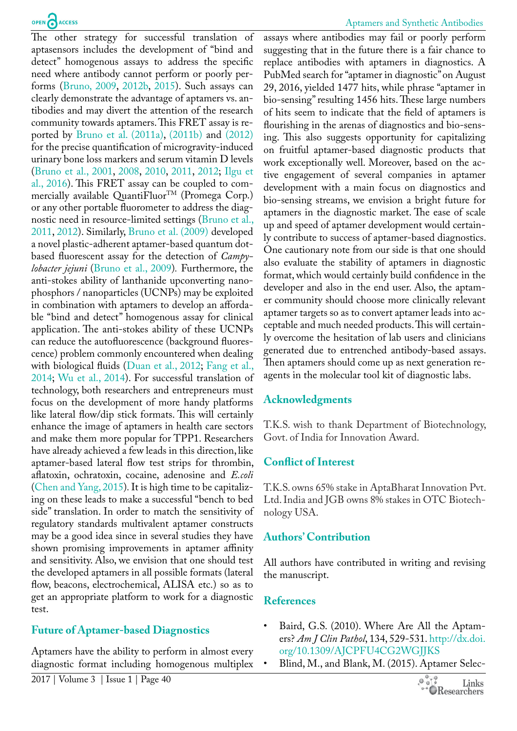The other strategy for successful translation of aptasensors includes the development of "bind and detect" homogenous assays to address the specific need where antibody cannot perform or poorly performs (Bruno, 2009, 2012b, 2015). Such assays can clearly demonstrate the advantage of aptamers vs. antibodies and may divert the attention of the research community towards aptamers. This FRET assay is reported by Bruno et al. (2011a), (2011b) and (2012) for the precise quantification of microgravity-induced urinary bone loss markers and serum vitamin D levels (Bruno et al., 2001, 2008, 2010, 2011, 2012; Ilgu et al., 2016). This FRET assay can be coupled to commercially available QuantiFluor™ (Promega Corp.) or any other portable fluorometer to address the diagnostic need in resource-limited settings (Bruno et al., 2011, 2012). Similarly, Bruno et al. (2009) developed a novel plastic-adherent aptamer-based quantum dot-based fluorescent assay for the detection of *Campylobacter jejuni* (Bruno et al., 2009). Furthermore, the anti-stokes ability of lanthanide upconverting nanophosphors / nanoparticles (UCNPs) may be exploited in combination with aptamers to develop an affordable "bind and detect" homogenous assay for clinical application. The anti-stokes ability of these UCNPs can reduce the autofluorescence (background fluorescence) problem commonly encountered when dealing with biological fluids (Duan et al., 2012; Fang et al., 2014; Wu et al., 2014). For successful translation of technology, both researchers and entrepreneurs must focus on the development of more handy platforms like lateral flow/dip stick formats. This will certainly enhance the image of aptamers in health care sectors and make them more popular for TPP1. Researchers have already achieved a few leads in this direction, like aptamer-based lateral flow test strips for thrombin, aflatoxin, ochratoxin, cocaine, adenosine and *E.coli* (Chen and Yang, 2015). It is high time to be capitalizing on these leads to make a successful "bench to bed side" translation. In order to match the sensitivity of regulatory standards multivalent aptamer constructs may be a good idea since in several studies they have shown promising improvements in aptamer affinity and sensitivity. Also, we envision that one should test the developed aptamers in all possible formats (lateral flow, beacons, electrochemical, ALISA etc.) so as to get an appropriate platform to work for a diagnostic test.

## Future of Aptamer-based Diagnostics

Aptamers have the ability to perform in almost every diagnostic format including homogenous multiplex assays where antibodies may fail or poorly perform suggesting that in the future there is a fair chance to replace antibodies with aptamers in diagnostics. A PubMed search for "aptamer in diagnostic" on August 29, 2016, yielded 1477 hits, while phrase "aptamer in bio-sensing" resulting 1456 hits. These large numbers of hits seem to indicate that the field of aptamers is flourishing in the arenas of diagnostics and bio-sensing. This also suggests opportunity for capitalizing on fruitful aptamer-based diagnostic products that work exceptionally well. Moreover, based on the active engagement of several companies in aptamer development with a main focus on diagnostics and bio-sensing streams, we envision a bright future for aptamers in the diagnostic market. The ease of scale up and speed of aptamer development would certainly contribute to success of aptamer-based diagnostics. One cautionary note from our side is that one should also evaluate the stability of aptamers in diagnostic format, which would certainly build confidence in the developer and also in the end user. Also, the aptamer community should choose more clinically relevant aptamer targets so as to convert aptamer leads into acceptable and much needed products. This will certainly overcome the hesitation of lab users and clinicians generated due to entrenched antibody-based assays. Then aptamers should come up as next generation reagents in the molecular tool kit of diagnostic labs.

## Acknowledgments

T.K.S. wish to thank Department of Biotechnology, Govt. of India for Innovation Award.

## Conflict of Interest

T.K.S. owns 65% stake in AptaBharat Innovation Pvt. Ltd. India and JGB owns 8% stakes in OTC Biotechnology USA.

## Authors' Contribution

All authors have contributed in writing and revising the manuscript.

## References

- Baird, G.S. (2010). Where Are All the Aptamers? *Am J Clin Pathol*, 134, 529-531. http://dx.doi.org/10.1309/AJCPFU4CG2WGJJKS
- Blind, M., and Blank, M. (2015). Aptamer Selec-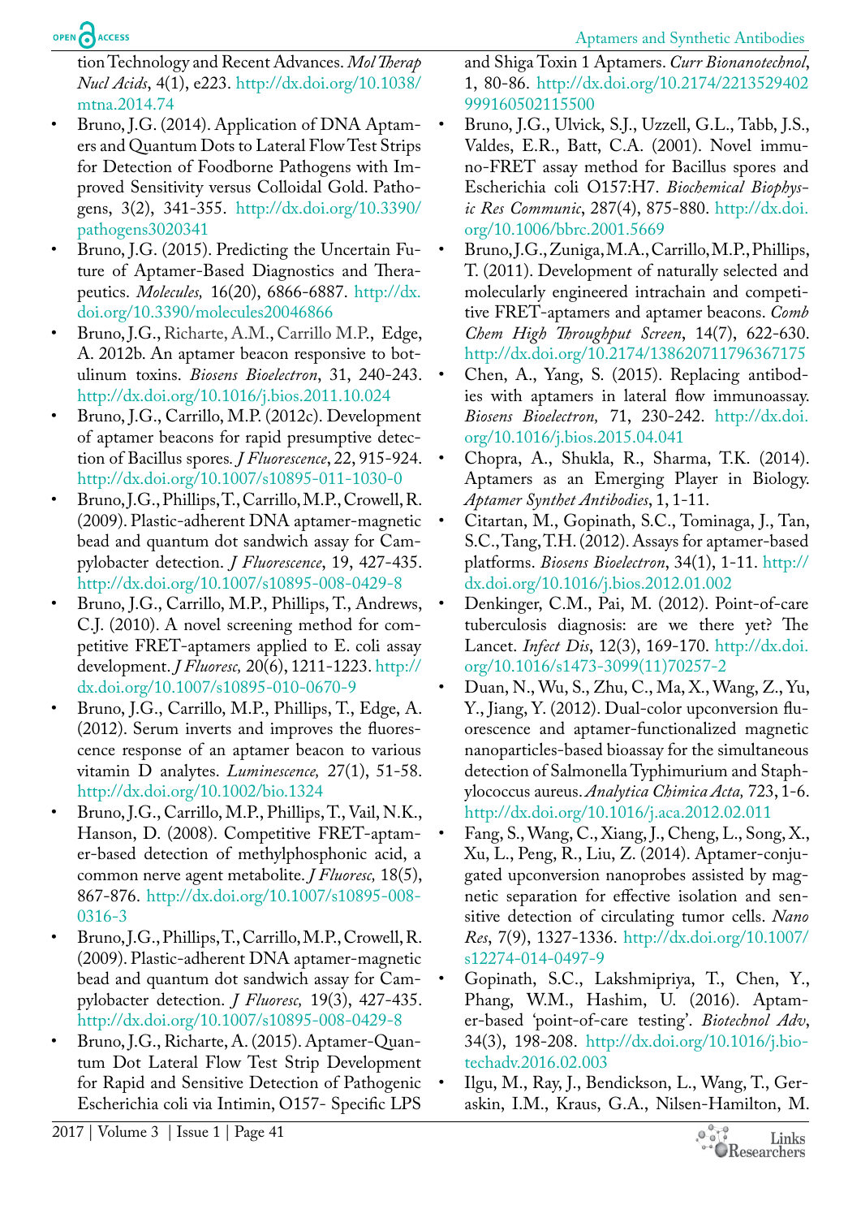tion Technology and Recent Advances. *Mol Therap Nucl Acids*, 4(1), e223. http://dx.doi.org/10.1038/mtna.2014.74

- Bruno, J.G. (2014). Application of DNA Aptamers and Quantum Dots to Lateral Flow Test Strips for Detection of Foodborne Pathogens with Improved Sensitivity versus Colloidal Gold. Pathogens, 3(2), 341-355. http://dx.doi.org/10.3390/pathogens3020341
- Bruno, J.G. (2015). Predicting the Uncertain Future of Aptamer-Based Diagnostics and Therapeutics. *Molecules,* 16(20), 6866-6887. http://dx.doi.org/10.3390/molecules20046866
- Bruno, J.G., Richarte, A.M., Carrillo M.P., Edge, A. 2012b. An aptamer beacon responsive to botulinum toxins. *Biosens Bioelectron*, 31, 240-243. http://dx.doi.org/10.1016/j.bios.2011.10.024
- Bruno, J.G., Carrillo, M.P. (2012c). Development of aptamer beacons for rapid presumptive detection of Bacillus spores. *J Fluorescence*, 22, 915-924. http://dx.doi.org/10.1007/s10895-011-1030-0
- Bruno, J.G., Phillips, T., Carrillo, M.P., Crowell, R. (2009). Plastic-adherent DNA aptamer-magnetic bead and quantum dot sandwich assay for Campylobacter detection. *J Fluorescence*, 19, 427-435. http://dx.doi.org/10.1007/s10895-008-0429-8
- Bruno, J.G., Carrillo, M.P., Phillips, T., Andrews, C.J. (2010). A novel screening method for competitive FRET-aptamers applied to E. coli assay development. *J Fluoresc,* 20(6), 1211-1223. http://dx.doi.org/10.1007/s10895-010-0670-9
- Bruno, J.G., Carrillo, M.P., Phillips, T., Edge, A. (2012). Serum inverts and improves the fluorescence response of an aptamer beacon to various vitamin D analytes. *Luminescence,* 27(1), 51-58. http://dx.doi.org/10.1002/bio.1324
- Bruno, J.G., Carrillo, M.P., Phillips, T., Vail, N.K., Hanson, D. (2008). Competitive FRET-aptamer-based detection of methylphosphonic acid, a common nerve agent metabolite. *J Fluoresc,* 18(5), 867-876. http://dx.doi.org/10.1007/s10895-008-0316-3
- Bruno, J.G., Phillips, T., Carrillo, M.P., Crowell, R. (2009). Plastic-adherent DNA aptamer-magnetic bead and quantum dot sandwich assay for Campylobacter detection. *J Fluoresc,* 19(3), 427-435. http://dx.doi.org/10.1007/s10895-008-0429-8
- Bruno, J.G., Richarte, A. (2015). Aptamer-Quantum Dot Lateral Flow Test Strip Development for Rapid and Sensitive Detection of Pathogenic Escherichia coli via Intimin, O157- Specific LPS and Shiga Toxin 1 Aptamers. *Curr Bionanotechnol*, 1, 80-86. http://dx.doi.org/10.2174/2213529402999160502115500
- Bruno, J.G., Ulvick, S.J., Uzzell, G.L., Tabb, J.S., Valdes, E.R., Batt, C.A. (2001). Novel immuno-FRET assay method for Bacillus spores and Escherichia coli O157:H7. *Biochemical Biophysic Res Communic*, 287(4), 875-880. http://dx.doi.org/10.1006/bbrc.2001.5669
- Bruno, J.G., Zuniga, M.A., Carrillo, M.P., Phillips, T. (2011). Development of naturally selected and molecularly engineered intrachain and competitive FRET-aptamers and aptamer beacons. *Comb Chem High Throughput Screen*, 14(7), 622-630. http://dx.doi.org/10.2174/138620711796367175
- Chen, A., Yang, S. (2015). Replacing antibodies with aptamers in lateral flow immunoassay. *Biosens Bioelectron,* 71, 230-242. http://dx.doi.org/10.1016/j.bios.2015.04.041
- Chopra, A., Shukla, R., Sharma, T.K. (2014). Aptamers as an Emerging Player in Biology. *Aptamer Synthet Antibodies*, 1, 1-11.
- Citartan, M., Gopinath, S.C., Tominaga, J., Tan, S.C., Tang, T.H. (2012). Assays for aptamer-based platforms. *Biosens Bioelectron*, 34(1), 1-11. http://dx.doi.org/10.1016/j.bios.2012.01.002
- Denkinger, C.M., Pai, M. (2012). Point-of-care tuberculosis diagnosis: are we there yet? The Lancet. *Infect Dis*, 12(3), 169-170. http://dx.doi.org/10.1016/s1473-3099(11)70257-2
- Duan, N., Wu, S., Zhu, C., Ma, X., Wang, Z., Yu, Y., Jiang, Y. (2012). Dual-color upconversion fluorescence and aptamer-functionalized magnetic nanoparticles-based bioassay for the simultaneous detection of Salmonella Typhimurium and Staphylococcus aureus. *Analytica Chimica Acta,* 723, 1-6. http://dx.doi.org/10.1016/j.aca.2012.02.011
- Fang, S., Wang, C., Xiang, J., Cheng, L., Song, X., Xu, L., Peng, R., Liu, Z. (2014). Aptamer-conjugated upconversion nanoprobes assisted by magnetic separation for effective isolation and sensitive detection of circulating tumor cells. *Nano Res*, 7(9), 1327-1336. http://dx.doi.org/10.1007/s12274-014-0497-9
- Gopinath, S.C., Lakshmipriya, T., Chen, Y., Phang, W.M., Hashim, U. (2016). Aptamer-based 'point-of-care testing'. *Biotechnol Adv*, 34(3), 198-208. http://dx.doi.org/10.1016/j.biotechadv.2016.02.003
- Ilgu, M., Ray, J., Bendickson, L., Wang, T., Geraskin, I.M., Kraus, G.A., Nilsen-Hamilton, M.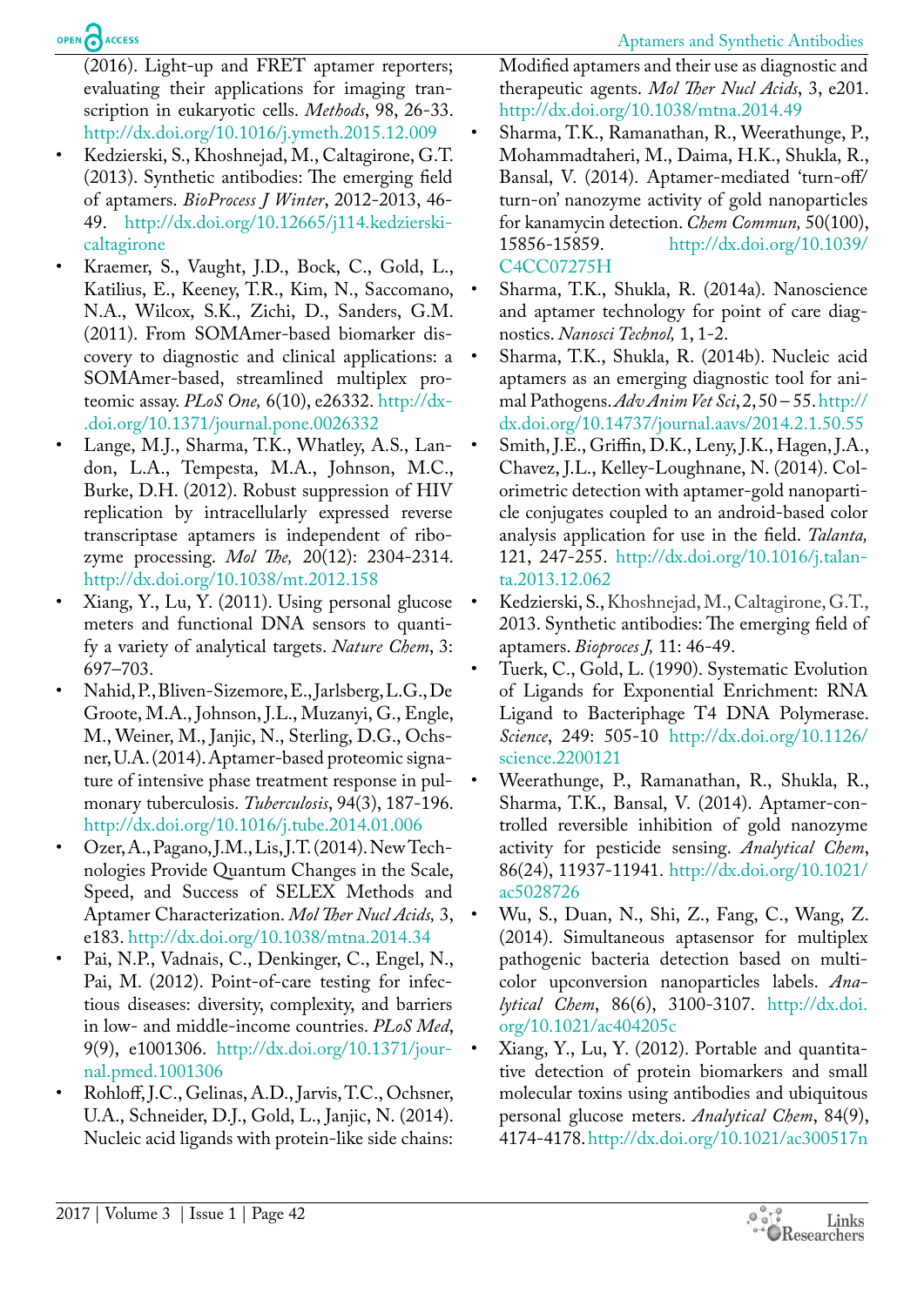(2016). Light-up and FRET aptamer reporters; evaluating their applications for imaging transcription in eukaryotic cells. *Methods*, 98, 26-33. http://dx.doi.org/10.1016/j.ymeth.2015.12.009

- Kedzierski, S., Khoshnejad, M., Caltagirone, G.T. (2013). Synthetic antibodies: The emerging field of aptamers. *BioProcess J Winter*, 2012-2013, 46-49. http://dx.doi.org/10.12665/j114.kedzierski-caltagirone
- Kraemer, S., Vaught, J.D., Bock, C., Gold, L., Katilius, E., Keeney, T.R., Kim, N., Saccomano, N.A., Wilcox, S.K., Zichi, D., Sanders, G.M. (2011). From SOMAmer-based biomarker discovery to diagnostic and clinical applications: a SOMAmer-based, streamlined multiplex proteomic assay. *PLoS One,* 6(10), e26332. http://dx-.doi.org/10.1371/journal.pone.0026332
- Lange, M.J., Sharma, T.K., Whatley, A.S., Landon, L.A., Tempesta, M.A., Johnson, M.C., Burke, D.H. (2012). Robust suppression of HIV replication by intracellularly expressed reverse transcriptase aptamers is independent of ribozyme processing. *Mol The,* 20(12): 2304-2314. http://dx.doi.org/10.1038/mt.2012.158
- Xiang, Y., Lu, Y. (2011). Using personal glucose meters and functional DNA sensors to quantify a variety of analytical targets. *Nature Chem*, 3: 697–703.
- Nahid, P., Bliven-Sizemore, E., Jarlsberg, L.G., De Groote, M.A., Johnson, J.L., Muzanyi, G., Engle, M., Weiner, M., Janjic, N., Sterling, D.G., Ochsner, U.A. (2014). Aptamer-based proteomic signature of intensive phase treatment response in pulmonary tuberculosis. *Tuberculosis*, 94(3), 187-196. http://dx.doi.org/10.1016/j.tube.2014.01.006
- Ozer, A., Pagano, J.M., Lis, J.T. (2014). New Technologies Provide Quantum Changes in the Scale, Speed, and Success of SELEX Methods and Aptamer Characterization. *Mol Ther Nucl Acids,* 3, e183. http://dx.doi.org/10.1038/mtna.2014.34
- Pai, N.P., Vadnais, C., Denkinger, C., Engel, N., Pai, M. (2012). Point-of-care testing for infectious diseases: diversity, complexity, and barriers in low- and middle-income countries. *PLoS Med*, 9(9), e1001306. http://dx.doi.org/10.1371/journal.pmed.1001306
- Rohloff, J.C., Gelinas, A.D., Jarvis, T.C., Ochsner, U.A., Schneider, D.J., Gold, L., Janjic, N. (2014). Nucleic acid ligands with protein-like side chains: Modified aptamers and their use as diagnostic and therapeutic agents. *Mol Ther Nucl Acids*, 3, e201. http://dx.doi.org/10.1038/mtna.2014.49
- Sharma, T.K., Ramanathan, R., Weerathunge, P., Mohammadtaheri, M., Daima, H.K., Shukla, R., Bansal, V. (2014). Aptamer-mediated 'turn-off/turn-on' nanozyme activity of gold nanoparticles for kanamycin detection. *Chem Commun,* 50(100), 15856-15859. http://dx.doi.org/10.1039/C4CC07275H
- Sharma, T.K., Shukla, R. (2014a). Nanoscience and aptamer technology for point of care diagnostics. *Nanosci Technol,* 1, 1-2.
- Sharma, T.K., Shukla, R. (2014b). Nucleic acid aptamers as an emerging diagnostic tool for animal Pathogens. *Adv Anim Vet Sci*, 2, 50 – 55. http://dx.doi.org/10.14737/journal.aavs/2014.2.1.50.55
- Smith, J.E., Griffin, D.K., Leny, J.K., Hagen, J.A., Chavez, J.L., Kelley-Loughnane, N. (2014). Colorimetric detection with aptamer-gold nanoparticle conjugates coupled to an android-based color analysis application for use in the field. *Talanta,* 121, 247-255. http://dx.doi.org/10.1016/j.talanta.2013.12.062
- Kedzierski, S., Khoshnejad, M., Caltagirone, G.T., 2013. Synthetic antibodies: The emerging field of aptamers. *Bioproces J,* 11: 46-49.
- Tuerk, C., Gold, L. (1990). Systematic Evolution of Ligands for Exponential Enrichment: RNA Ligand to Bacteriphage T4 DNA Polymerase. *Science*, 249: 505-10 http://dx.doi.org/10.1126/science.2200121
- Weerathunge, P., Ramanathan, R., Shukla, R., Sharma, T.K., Bansal, V. (2014). Aptamer-controlled reversible inhibition of gold nanozyme activity for pesticide sensing. *Analytical Chem*, 86(24), 11937-11941. http://dx.doi.org/10.1021/ac5028726
- Wu, S., Duan, N., Shi, Z., Fang, C., Wang, Z. (2014). Simultaneous aptasensor for multiplex pathogenic bacteria detection based on multicolor upconversion nanoparticles labels. *Analytical Chem*, 86(6), 3100-3107. http://dx.doi.org/10.1021/ac404205c
- Xiang, Y., Lu, Y. (2012). Portable and quantitative detection of protein biomarkers and small molecular toxins using antibodies and ubiquitous personal glucose meters. *Analytical Chem*, 84(9), 4174-4178. http://dx.doi.org/10.1021/ac300517n